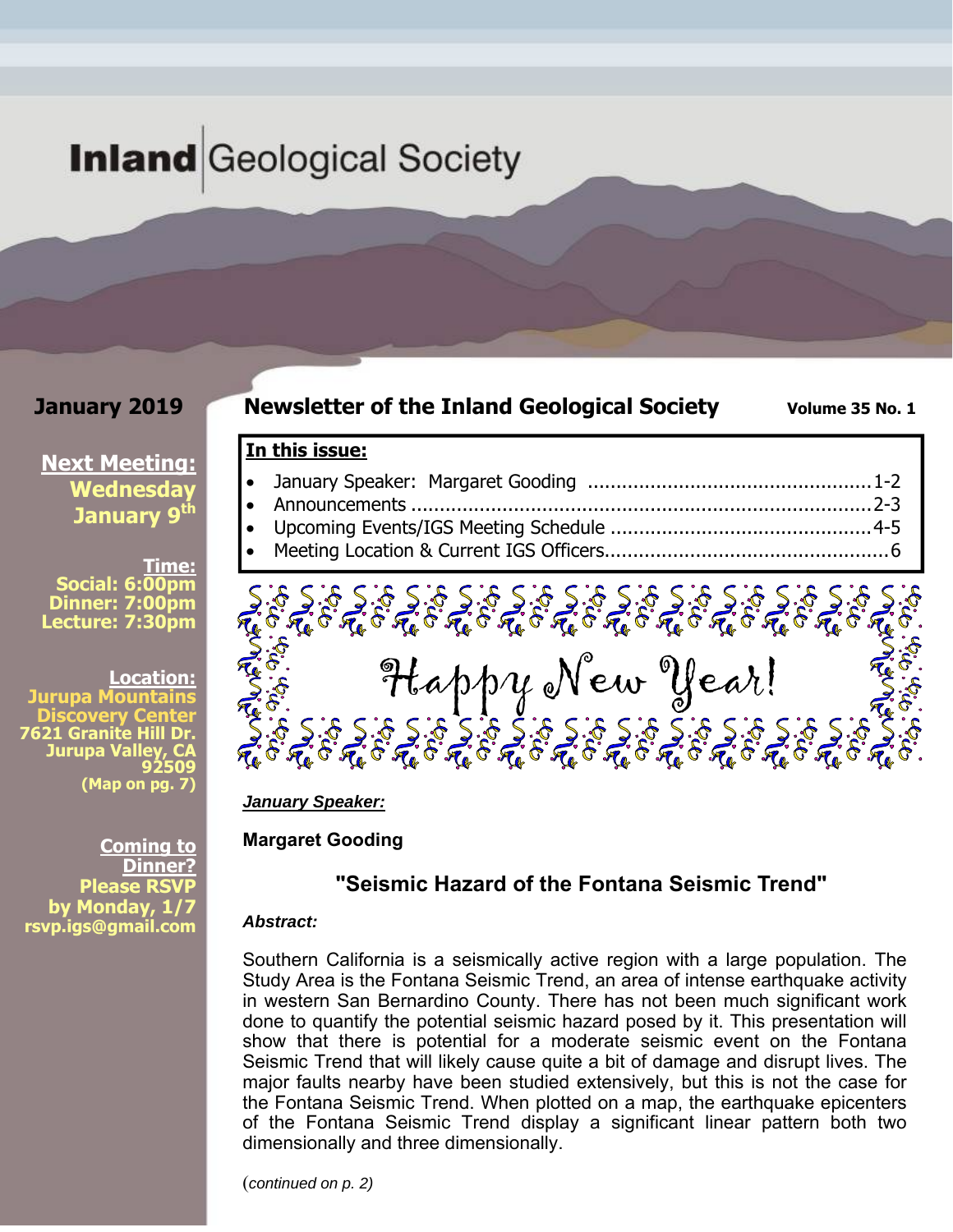# Inland Geological Society

**January 2019**

**Newsletter of the Inland Geological Society** **Volume 35 No. 1**

**Next Meeting:**
**Wednesday January 9th**

**Time:**
**Social: 6:00pm**
**Dinner: 7:00pm**
**Lecture: 7:30pm**

**Location:**
**Jurupa Mountains Discovery Center**
**7621 Granite Hill Dr.**
**Jurupa Valley, CA 92509**
**(Map on pg. 7)**

**Coming to Dinner?**
**Please RSVP by Monday, 1/7**
**rsvp.igs@gmail.com**

**In this issue:**

- January Speaker: Margaret Gooding ........ 1-2
- Announcements ........ 2-3
- Upcoming Events/IGS Meeting Schedule ........ 4-5
- Meeting Location & Current IGS Officers ........ 6

Happy New Year!

***January Speaker:***

**Margaret Gooding**

## "Seismic Hazard of the Fontana Seismic Trend"

***Abstract:***

Southern California is a seismically active region with a large population. The Study Area is the Fontana Seismic Trend, an area of intense earthquake activity in western San Bernardino County. There has not been much significant work done to quantify the potential seismic hazard posed by it. This presentation will show that there is potential for a moderate seismic event on the Fontana Seismic Trend that will likely cause quite a bit of damage and disrupt lives. The major faults nearby have been studied extensively, but this is not the case for the Fontana Seismic Trend. When plotted on a map, the earthquake epicenters of the Fontana Seismic Trend display a significant linear pattern both two dimensionally and three dimensionally.

(*continued on p. 2)*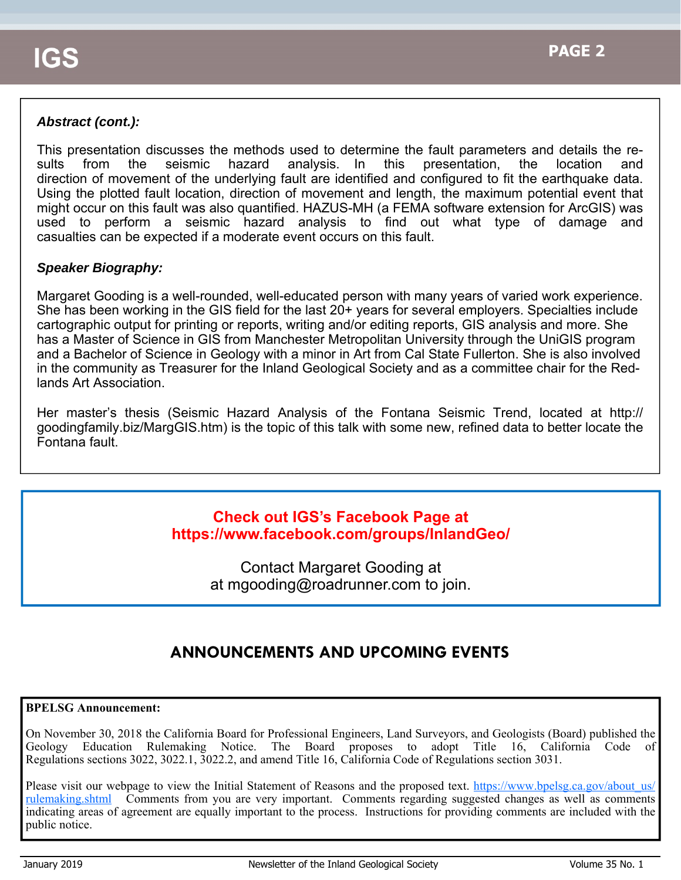***Abstract (cont.):***

This presentation discusses the methods used to determine the fault parameters and details the results from the seismic hazard analysis. In this presentation, the location and direction of movement of the underlying fault are identified and configured to fit the earthquake data. Using the plotted fault location, direction of movement and length, the maximum potential event that might occur on this fault was also quantified. HAZUS-MH (a FEMA software extension for ArcGIS) was used to perform a seismic hazard analysis to find out what type of damage and casualties can be expected if a moderate event occurs on this fault.

***Speaker Biography:***

Margaret Gooding is a well-rounded, well-educated person with many years of varied work experience. She has been working in the GIS field for the last 20+ years for several employers. Specialties include cartographic output for printing or reports, writing and/or editing reports, GIS analysis and more. She has a Master of Science in GIS from Manchester Metropolitan University through the UniGIS program and a Bachelor of Science in Geology with a minor in Art from Cal State Fullerton. She is also involved in the community as Treasurer for the Inland Geological Society and as a committee chair for the Redlands Art Association.

Her master's thesis (Seismic Hazard Analysis of the Fontana Seismic Trend, located at http://goodingfamily.biz/MargGIS.htm) is the topic of this talk with some new, refined data to better locate the Fontana fault.

**Check out IGS's Facebook Page at https://www.facebook.com/groups/InlandGeo/**

Contact Margaret Gooding at
at mgooding@roadrunner.com to join.

## ANNOUNCEMENTS AND UPCOMING EVENTS

**BPELSG Announcement:**

On November 30, 2018 the California Board for Professional Engineers, Land Surveyors, and Geologists (Board) published the Geology Education Rulemaking Notice. The Board proposes to adopt Title 16, California Code of Regulations sections 3022, 3022.1, 3022.2, and amend Title 16, California Code of Regulations section 3031.

Please visit our webpage to view the Initial Statement of Reasons and the proposed text. https://www.bpelsg.ca.gov/about_us/rulemaking.shtml Comments from you are very important. Comments regarding suggested changes as well as comments indicating areas of agreement are equally important to the process. Instructions for providing comments are included with the public notice.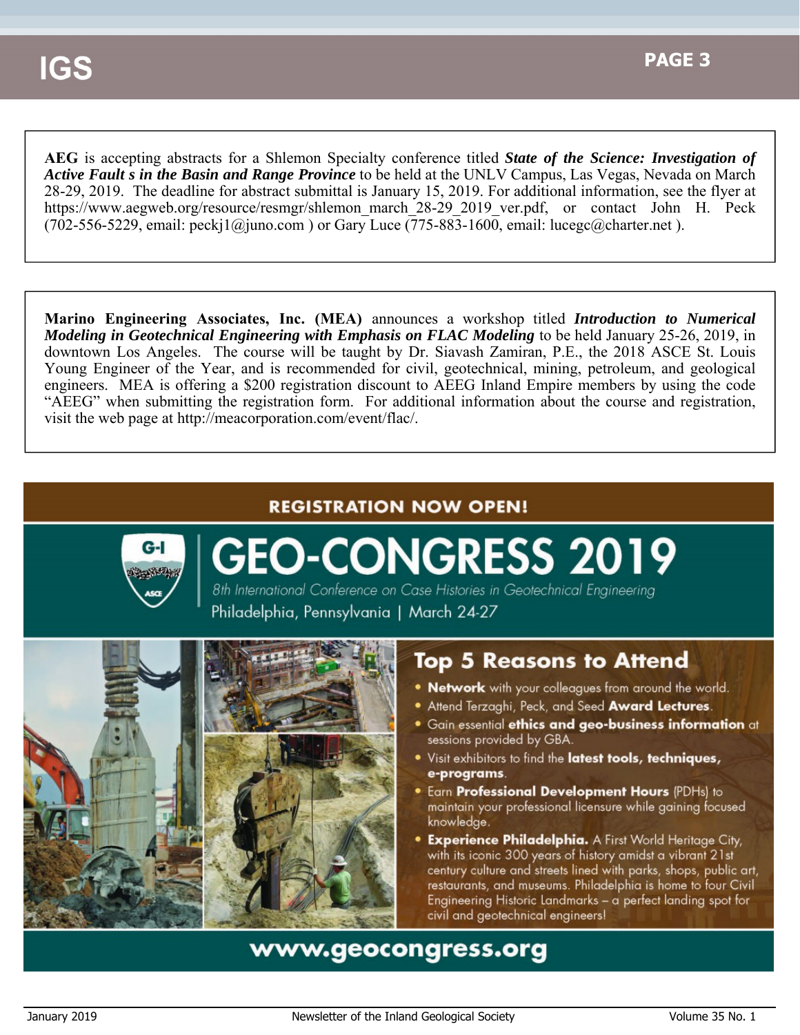**AEG** is accepting abstracts for a Shlemon Specialty conference titled ***State of the Science: Investigation of Active Fault s in the Basin and Range Province*** to be held at the UNLV Campus, Las Vegas, Nevada on March 28-29, 2019. The deadline for abstract submittal is January 15, 2019. For additional information, see the flyer at https://www.aegweb.org/resource/resmgr/shlemon_march_28-29_2019_ver.pdf, or contact John H. Peck (702-556-5229, email: peckj1@juno.com ) or Gary Luce (775-883-1600, email: lucegc@charter.net ).

**Marino Engineering Associates, Inc. (MEA)** announces a workshop titled ***Introduction to Numerical Modeling in Geotechnical Engineering with Emphasis on FLAC Modeling*** to be held January 25-26, 2019, in downtown Los Angeles. The course will be taught by Dr. Siavash Zamiran, P.E., the 2018 ASCE St. Louis Young Engineer of the Year, and is recommended for civil, geotechnical, mining, petroleum, and geological engineers. MEA is offering a $200 registration discount to AEEG Inland Empire members by using the code "AEEG" when submitting the registration form. For additional information about the course and registration, visit the web page at http://meacorporation.com/event/flac/.

**REGISTRATION NOW OPEN!**

# GEO-CONGRESS 2019

*8th International Conference on Case Histories in Geotechnical Engineering*

Philadelphia, Pennsylvania | March 24-27

## Top 5 Reasons to Attend

- **Network** with your colleagues from around the world.
- Attend Terzaghi, Peck, and Seed **Award Lectures**.
- Gain essential **ethics and geo-business information** at sessions provided by GBA.
- Visit exhibitors to find the **latest tools, techniques, e-programs**.
- Earn **Professional Development Hours** (PDHs) to maintain your professional licensure while gaining focused knowledge.
- **Experience Philadelphia.** A First World Heritage City, with its iconic 300 years of history amidst a vibrant 21st century culture and streets lined with parks, shops, public art, restaurants, and museums. Philadelphia is home to four Civil Engineering Historic Landmarks – a perfect landing spot for civil and geotechnical engineers!

**www.geocongress.org**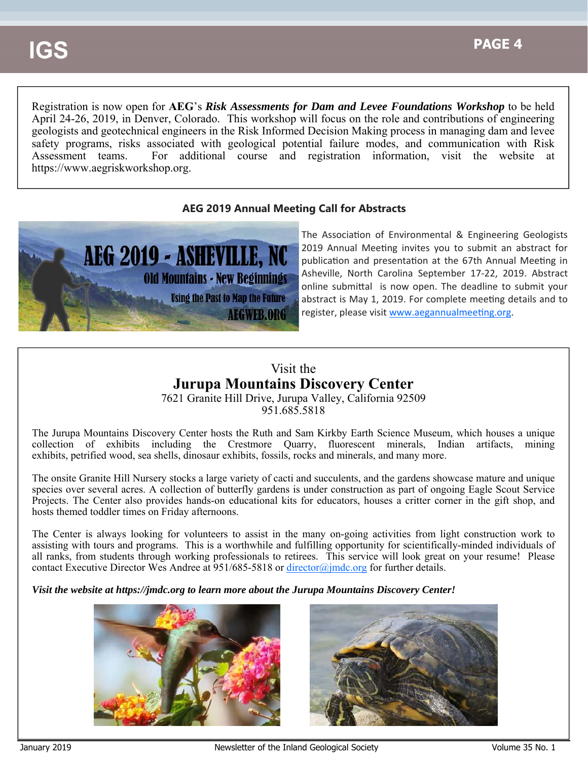Registration is now open for **AEG**'s ***Risk Assessments for Dam and Levee Foundations Workshop*** to be held April 24-26, 2019, in Denver, Colorado. This workshop will focus on the role and contributions of engineering geologists and geotechnical engineers in the Risk Informed Decision Making process in managing dam and levee safety programs, risks associated with geological potential failure modes, and communication with Risk Assessment teams. For additional course and registration information, visit the website at https://www.aegriskworkshop.org.

## AEG 2019 Annual Meeting Call for Abstracts

The Association of Environmental & Engineering Geologists 2019 Annual Meeting invites you to submit an abstract for publication and presentation at the 67th Annual Meeting in Asheville, North Carolina September 17-22, 2019. Abstract online submittal is now open. The deadline to submit your abstract is May 1, 2019. For complete meeting details and to register, please visit www.aegannualmeeting.org.

Visit the

## Jurupa Mountains Discovery Center

7621 Granite Hill Drive, Jurupa Valley, California 92509
951.685.5818

The Jurupa Mountains Discovery Center hosts the Ruth and Sam Kirkby Earth Science Museum, which houses a unique collection of exhibits including the Crestmore Quarry, fluorescent minerals, Indian artifacts, mining exhibits, petrified wood, sea shells, dinosaur exhibits, fossils, rocks and minerals, and many more.

The onsite Granite Hill Nursery stocks a large variety of cacti and succulents, and the gardens showcase mature and unique species over several acres. A collection of butterfly gardens is under construction as part of ongoing Eagle Scout Service Projects. The Center also provides hands-on educational kits for educators, houses a critter corner in the gift shop, and hosts themed toddler times on Friday afternoons.

The Center is always looking for volunteers to assist in the many on-going activities from light construction work to assisting with tours and programs. This is a worthwhile and fulfilling opportunity for scientifically-minded individuals of all ranks, from students through working professionals to retirees. This service will look great on your resume! Please contact Executive Director Wes Andree at 951/685-5818 or director@jmdc.org for further details.

***Visit the website at https://jmdc.org to learn more about the Jurupa Mountains Discovery Center!***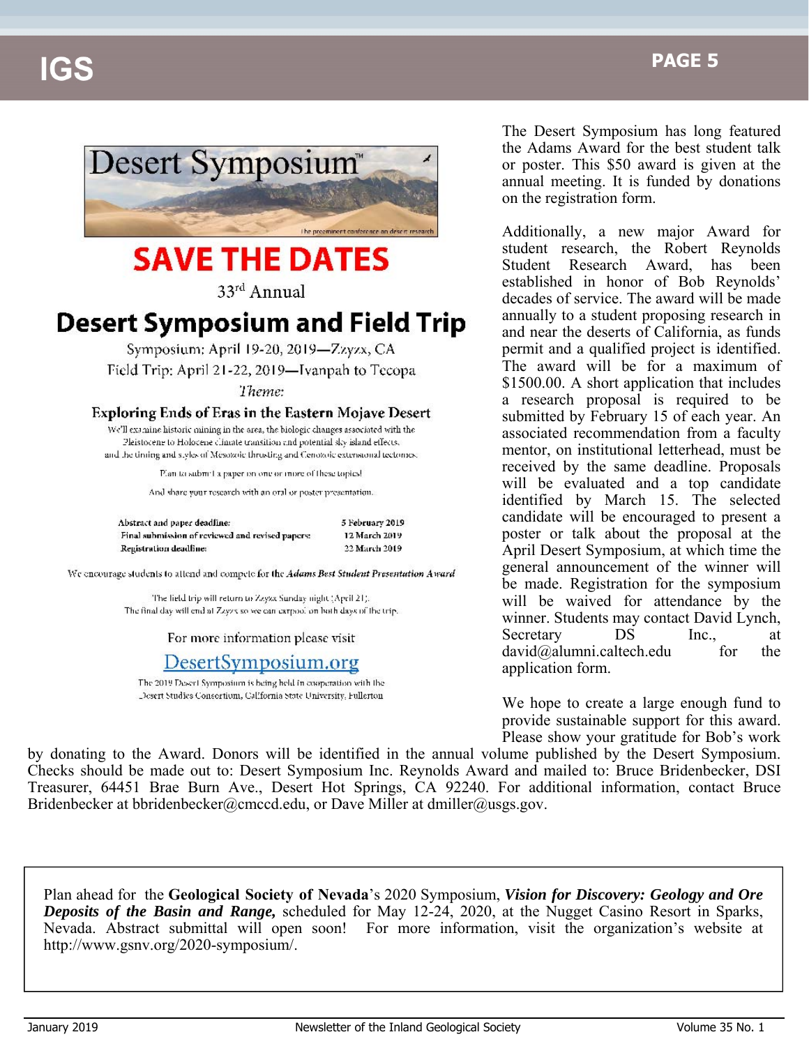# Desert Symposium™

The preeminent conference on desert research

# SAVE THE DATES

33rd Annual

## Desert Symposium and Field Trip

Symposium: April 19-20, 2019—Zzyzx, CA

Field Trip: April 21-22, 2019—Ivanpah to Tecopa

*Theme:*

### Exploring Ends of Eras in the Eastern Mojave Desert

We'll examine historic mining in the area, the biologic changes associated with the Pleistocene to Holocene climate transition and potential sky island effects, and the timing and styles of Mesozoic thrusting and Cenozoic extensional tectonics.

Plan to submit a paper on one or more of these topics!

And share your research with an oral or poster presentation.

| | |
|---|---|
| **Abstract and paper deadline:** | **5 February 2019** |
| **Final submission of reviewed and revised papers:** | **12 March 2019** |
| **Registration deadline:** | **22 March 2019** |

We encourage students to attend and compete for the ***Adams Best Student Presentation Award***

The field trip will return to Zzyzx Sunday night (April 21).
The final day will end at Zzyzx so we can carpool on both days of the trip.

For more information please visit

DesertSymposium.org

The 2019 Desert Symposium is being held in cooperation with the Desert Studies Consortium, California State University, Fullerton

The Desert Symposium has long featured the Adams Award for the best student talk or poster. This $50 award is given at the annual meeting. It is funded by donations on the registration form.

Additionally, a new major Award for student research, the Robert Reynolds Student Research Award, has been established in honor of Bob Reynolds' decades of service. The award will be made annually to a student proposing research in and near the deserts of California, as funds permit and a qualified project is identified. The award will be for a maximum of $1500.00. A short application that includes a research proposal is required to be submitted by February 15 of each year. An associated recommendation from a faculty mentor, on institutional letterhead, must be received by the same deadline. Proposals will be evaluated and a top candidate identified by March 15. The selected candidate will be encouraged to present a poster or talk about the proposal at the April Desert Symposium, at which time the general announcement of the winner will be made. Registration for the symposium will be waived for attendance by the winner. Students may contact David Lynch, Secretary DS Inc., at david@alumni.caltech.edu for the application form.

We hope to create a large enough fund to provide sustainable support for this award. Please show your gratitude for Bob's work by donating to the Award. Donors will be identified in the annual volume published by the Desert Symposium. Checks should be made out to: Desert Symposium Inc. Reynolds Award and mailed to: Bruce Bridenbecker, DSI Treasurer, 64451 Brae Burn Ave., Desert Hot Springs, CA 92240. For additional information, contact Bruce Bridenbecker at bbridenbecker@cmccd.edu, or Dave Miller at dmiller@usgs.gov.

Plan ahead for the **Geological Society of Nevada**'s 2020 Symposium, ***Vision for Discovery: Geology and Ore Deposits of the Basin and Range,*** scheduled for May 12-24, 2020, at the Nugget Casino Resort in Sparks, Nevada. Abstract submittal will open soon! For more information, visit the organization's website at http://www.gsnv.org/2020-symposium/.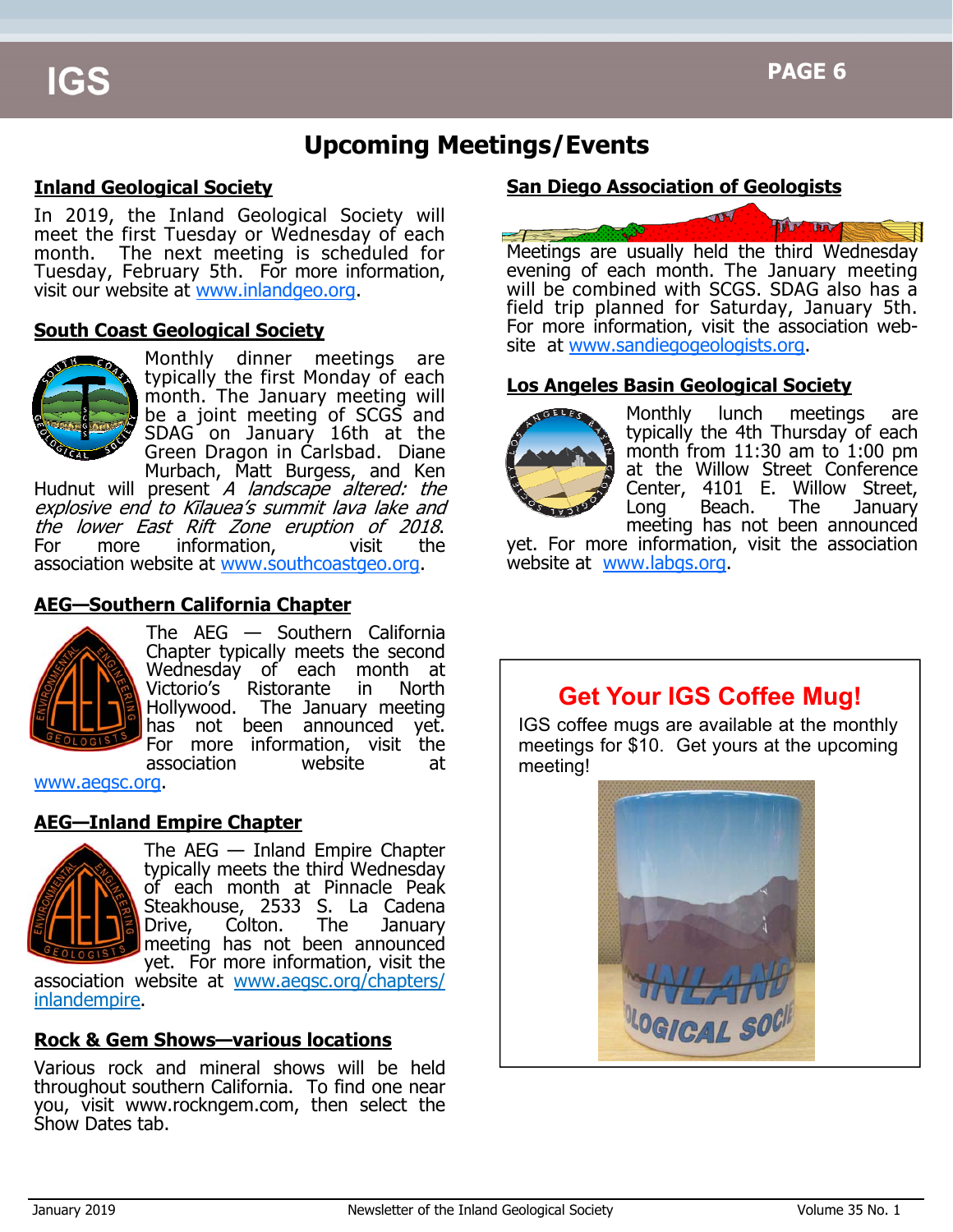# Upcoming Meetings/Events

## Inland Geological Society

In 2019, the Inland Geological Society will meet the first Tuesday or Wednesday of each month. The next meeting is scheduled for Tuesday, February 5th. For more information, visit our website at www.inlandgeo.org.

## South Coast Geological Society

Monthly dinner meetings are typically the first Monday of each month. The January meeting will be a joint meeting of SCGS and SDAG on January 16th at the Green Dragon in Carlsbad. Diane Murbach, Matt Burgess, and Ken Hudnut will present *A landscape altered: the explosive end to Kīlauea's summit lava lake and the lower East Rift Zone eruption of 2018*. For more information, visit the association website at www.southcoastgeo.org.

## AEG—Southern California Chapter

The AEG — Southern California Chapter typically meets the second Wednesday of each month at Victorio's Ristorante in North Hollywood. The January meeting has not been announced yet. For more information, visit the association website at www.aegsc.org.

## AEG—Inland Empire Chapter

The AEG — Inland Empire Chapter typically meets the third Wednesday of each month at Pinnacle Peak Steakhouse, 2533 S. La Cadena Drive, Colton. The January meeting has not been announced yet. For more information, visit the association website at www.aegsc.org/chapters/inlandempire.

## Rock & Gem Shows—various locations

Various rock and mineral shows will be held throughout southern California. To find one near you, visit www.rockngem.com, then select the Show Dates tab.

## San Diego Association of Geologists

Meetings are usually held the third Wednesday evening of each month. The January meeting will be combined with SCGS. SDAG also has a field trip planned for Saturday, January 5th. For more information visit the association website at www.sandiegogeologists.org.

## Los Angeles Basin Geological Society

Monthly lunch meetings are typically the 4th Thursday of each month from 11:30 am to 1:00 pm at the Willow Street Conference Center, 4101 E. Willow Street, Long Beach. The January meeting has not been announced yet. For more information, visit the association website at www.labgs.org.

## Get Your IGS Coffee Mug!

IGS coffee mugs are available at the monthly meetings for $10. Get yours at the upcoming meeting!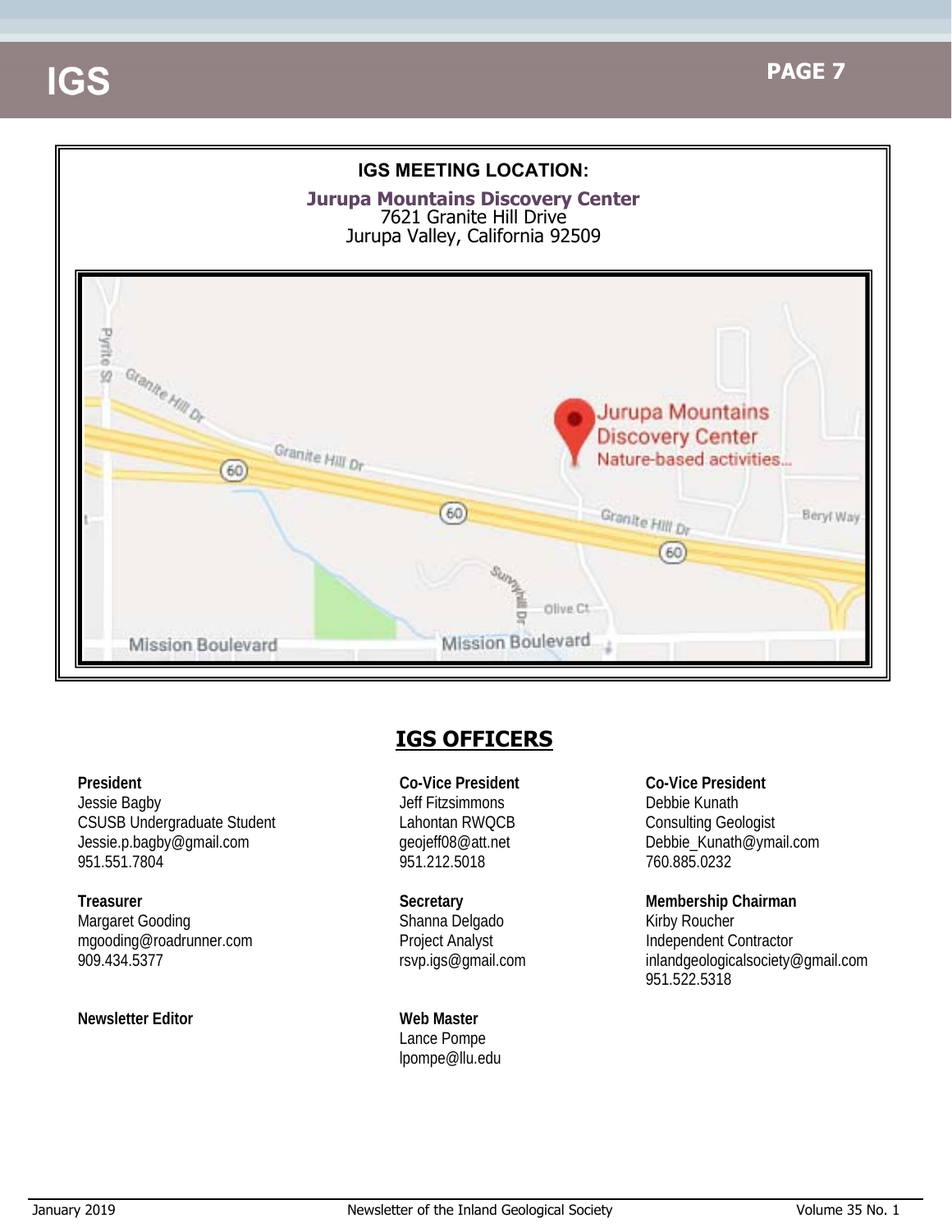## IGS MEETING LOCATION:

**Jurupa Mountains Discovery Center**
7621 Granite Hill Drive
Jurupa Valley, California 92509

Pyrite St
Granite Hill Dr
Granite Hill Dr
60
60
Jurupa Mountains Discovery Center
Nature-based activities...
Granite Hill Dr
60
Beryl Way
Sunnyhill Dr
Olive Ct
Mission Boulevard
Mission Boulevard

## IGS OFFICERS

**President**
Jessie Bagby
CSUSB Undergraduate Student
Jessie.p.bagby@gmail.com
951.551.7804

**Co-Vice President**
Jeff Fitzsimmons
Lahontan RWQCB
geojeff08@att.net
951.212.5018

**Co-Vice President**
Debbie Kunath
Consulting Geologist
Debbie_Kunath@ymail.com
760.885.0232

**Treasurer**
Margaret Gooding
mgooding@roadrunner.com
909.434.5377

**Secretary**
Shanna Delgado
Project Analyst
rsvp.igs@gmail.com

**Membership Chairman**
Kirby Roucher
Independent Contractor
inlandgeologicalsociety@gmail.com
951.522.5318

**Newsletter Editor**

**Web Master**
Lance Pompe
lpompe@llu.edu